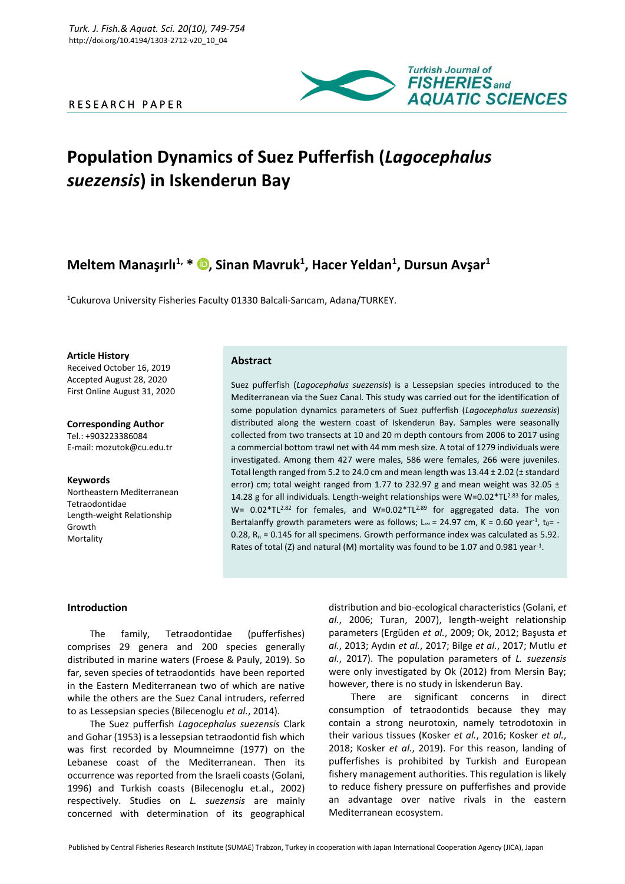RESEARCH PAPER

# Population Dynamics of Suez Pufferfish (*Lagocephalus suezensis*) in Iskenderun Bay

**Meltem Manaşırlı[1,*], Sinan Mavruk[1], Hacer Yeldan[1], Dursun Avşar[1]**

[1]Cukurova University Fisheries Faculty 01330 Balcali-Sarıcam, Adana/TURKEY.

**Article History**
Received October 16, 2019
Accepted August 28, 2020
First Online August 31, 2020

**Corresponding Author**
Tel.: +903223386084
E-mail: mozutok@cu.edu.tr

**Keywords**
Northeastern Mediterranean
Tetraodontidae
Length-weight Relationship
Growth
Mortality

## Abstract

Suez pufferfish (*Lagocephalus suezensis*) is a Lessepsian species introduced to the Mediterranean via the Suez Canal. This study was carried out for the identification of some population dynamics parameters of Suez pufferfish (*Lagocephalus suezensis*) distributed along the western coast of Iskenderun Bay. Samples were seasonally collected from two transects at 10 and 20 m depth contours from 2006 to 2017 using a commercial bottom trawl net with 44 mm mesh size. A total of 1279 individuals were investigated. Among them 427 were males, 586 were females, 266 were juveniles. Total length ranged from 5.2 to 24.0 cm and mean length was 13.44 ± 2.02 (± standard error) cm; total weight ranged from 1.77 to 232.97 g and mean weight was 32.05 ± 14.28 g for all individuals. Length-weight relationships were $W=0.02*TL^{2.83}$ for males, $W= 0.02*TL^{2.82}$ for females, and $W=0.02*TL^{2.89}$ for aggregated data. The von Bertalanffy growth parameters were as follows; $L_\infty = 24.97$ cm, $K = 0.60$ year$^{-1}$, $t_0= -0.28$, $R_n = 0.145$ for all specimens. Growth performance index was calculated as 5.92. Rates of total (Z) and natural (M) mortality was found to be 1.07 and 0.981 year$^{-1}$.

## Introduction

The family, Tetraodontidae (pufferfishes) comprises 29 genera and 200 species generally distributed in marine waters (Froese & Pauly, 2019). So far, seven species of tetraodontids have been reported in the Eastern Mediterranean two of which are native while the others are the Suez Canal intruders, referred to as Lessepsian species (Bilecenoglu *et al.*, 2014).

The Suez pufferfish *Lagocephalus suezensis* Clark and Gohar (1953) is a lessepsian tetraodontid fish which was first recorded by Moumneimne (1977) on the Lebanese coast of the Mediterranean. Then its occurrence was reported from the Israeli coasts (Golani, 1996) and Turkish coasts (Bilecenoglu et.al., 2002) respectively. Studies on *L. suezensis* are mainly concerned with determination of its geographical distribution and bio-ecological characteristics (Golani, *et al.*, 2006; Turan, 2007), length-weight relationship parameters (Ergüden *et al.*, 2009; Ok, 2012; Başusta *et al.*, 2013; Aydın *et al.*, 2017; Bilge *et al.*, 2017; Mutlu *et al.*, 2017). The population parameters of *L. suezensis* were only investigated by Ok (2012) from Mersin Bay; however, there is no study in İskenderun Bay.

There are significant concerns in direct consumption of tetraodontids because they may contain a strong neurotoxin, namely tetrodotoxin in their various tissues (Kosker *et al.*, 2016; Kosker *et al.*, 2018; Kosker *et al.*, 2019). For this reason, landing of pufferfishes is prohibited by Turkish and European fishery management authorities. This regulation is likely to reduce fishery pressure on pufferfishes and provide an advantage over native rivals in the eastern Mediterranean ecosystem.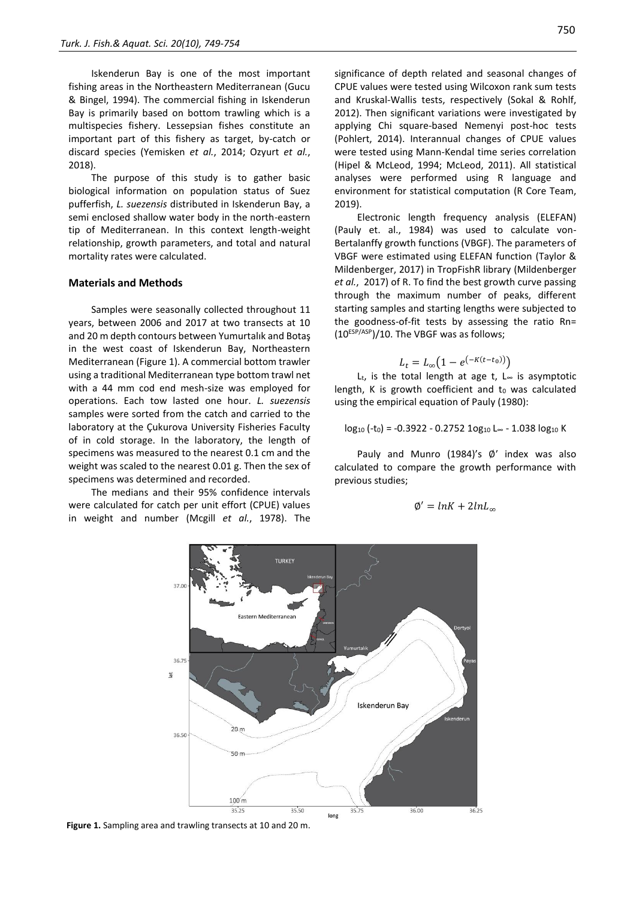Iskenderun Bay is one of the most important fishing areas in the Northeastern Mediterranean (Gucu & Bingel, 1994). The commercial fishing in Iskenderun Bay is primarily based on bottom trawling which is a multispecies fishery. Lessepsian fishes constitute an important part of this fishery as target, by-catch or discard species (Yemisken *et al.*, 2014; Ozyurt *et al.*, 2018).

The purpose of this study is to gather basic biological information on population status of Suez pufferfish, *L. suezensis* distributed in Iskenderun Bay, a semi enclosed shallow water body in the north-eastern tip of Mediterranean. In this context length-weight relationship, growth parameters, and total and natural mortality rates were calculated.

## Materials and Methods

Samples were seasonally collected throughout 11 years, between 2006 and 2017 at two transects at 10 and 20 m depth contours between Yumurtalık and Botaş in the west coast of Iskenderun Bay, Northeastern Mediterranean (Figure 1). A commercial bottom trawler using a traditional Mediterranean type bottom trawl net with a 44 mm cod end mesh-size was employed for operations. Each tow lasted one hour. *L. suezensis* samples were sorted from the catch and carried to the laboratory at the Çukurova University Fisheries Faculty of in cold storage. In the laboratory, the length of specimens was measured to the nearest 0.1 cm and the weight was scaled to the nearest 0.01 g. Then the sex of specimens was determined and recorded.

The medians and their 95% confidence intervals were calculated for catch per unit effort (CPUE) values in weight and number (Mcgill *et al.*, 1978). The significance of depth related and seasonal changes of CPUE values were tested using Wilcoxon rank sum tests and Kruskal-Wallis tests, respectively (Sokal & Rohlf, 2012). Then significant variations were investigated by applying Chi square-based Nemenyi post-hoc tests (Pohlert, 2014). Interannual changes of CPUE values were tested using Mann-Kendal time series correlation (Hipel & McLeod, 1994; McLeod, 2011). All statistical analyses were performed using R language and environment for statistical computation (R Core Team, 2019).

Electronic length frequency analysis (ELEFAN) (Pauly et. al., 1984) was used to calculate von-Bertalanffy growth functions (VBGF). The parameters of VBGF were estimated using ELEFAN function (Taylor & Mildenberger, 2017) in TropFishR library (Mildenberger *et al.*, 2017) of R. To find the best growth curve passing through the maximum number of peaks, different starting samples and starting lengths were subjected to the goodness-of-fit tests by assessing the ratio $Rn = (10^{ESP/ASP})/10$. The VBGF was as follows;

$$L_t = L_\infty\left(1 - e^{(-K(t-t_0))}\right)$$

$L_t$, is the total length at age t, $L_\infty$ is asymptotic length, K is growth coefficient and $t_0$ was calculated using the empirical equation of Pauly (1980):

$$\log_{10}(-t_0) = -0.3922 - 0.2752\ 1og_{10} L_\infty - 1.038 \log_{10} K$$

Pauly and Munro (1984)'s $\emptyset'$ index was also calculated to compare the growth performance with previous studies;

$$\emptyset' = lnK + 2lnL_\infty$$

**Figure 1.** Sampling area and trawling transects at 10 and 20 m.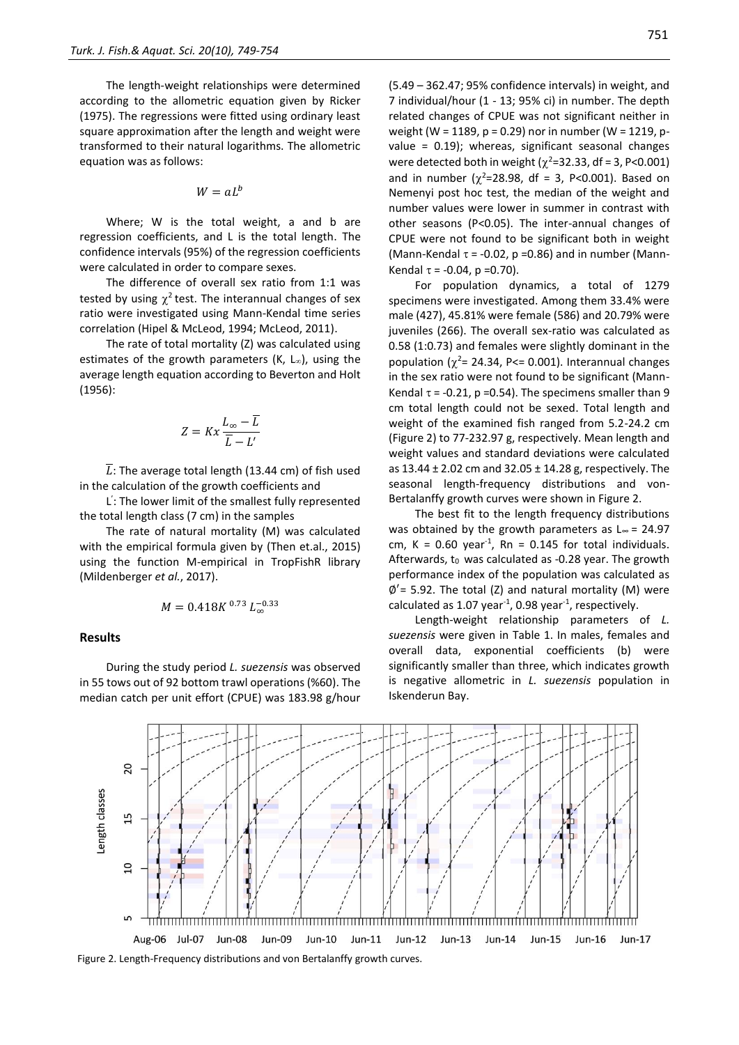The length-weight relationships were determined according to the allometric equation given by Ricker (1975). The regressions were fitted using ordinary least square approximation after the length and weight were transformed to their natural logarithms. The allometric equation was as follows:

$$W = aL^b$$

Where; W is the total weight, a and b are regression coefficients, and L is the total length. The confidence intervals (95%) of the regression coefficients were calculated in order to compare sexes.

The difference of overall sex ratio from 1:1 was tested by using $\chi^2$ test. The interannual changes of sex ratio were investigated using Mann-Kendal time series correlation (Hipel & McLeod, 1994; McLeod, 2011).

The rate of total mortality (Z) was calculated using estimates of the growth parameters (K, $L_\infty$), using the average length equation according to Beverton and Holt (1956):

$$Z = K x \frac{L_\infty - \overline{L}}{\overline{L} - L'}$$

$\overline{L}$: The average total length (13.44 cm) of fish used in the calculation of the growth coefficients and

$L'$: The lower limit of the smallest fully represented the total length class (7 cm) in the samples

The rate of natural mortality (M) was calculated with the empirical formula given by (Then et.al., 2015) using the function M-empirical in TropFishR library (Mildenberger *et al.*, 2017).

$$M = 0.418K^{\,0.73}\, L_\infty^{-0.33}$$

## Results

During the study period *L. suezensis* was observed in 55 tows out of 92 bottom trawl operations (%60). The median catch per unit effort (CPUE) was 183.98 g/hour (5.49 – 362.47; 95% confidence intervals) in weight, and 7 individual/hour (1 - 13; 95% ci) in number. The depth related changes of CPUE was not significant neither in weight (W = 1189, p = 0.29) nor in number (W = 1219, p-value = 0.19); whereas, significant seasonal changes were detected both in weight ($\chi^2$=32.33, df = 3, P<0.001) and in number ($\chi^2$=28.98, df = 3, P<0.001). Based on Nemenyi post hoc test, the median of the weight and number values were lower in summer in contrast with other seasons (P<0.05). The inter-annual changes of CPUE were not found to be significant both in weight (Mann-Kendal $\tau$ = -0.02, p =0.86) and in number (Mann-Kendal $\tau$ = -0.04, p =0.70).

For population dynamics, a total of 1279 specimens were investigated. Among them 33.4% were male (427), 45.81% were female (586) and 20.79% were juveniles (266). The overall sex-ratio was calculated as 0.58 (1:0.73) and females were slightly dominant in the population ($\chi^2$= 24.34, P<= 0.001). Interannual changes in the sex ratio were not found to be significant (Mann-Kendal $\tau$ = -0.21, p =0.54). The specimens smaller than 9 cm total length could not be sexed. Total length and weight of the examined fish ranged from 5.2-24.2 cm (Figure 2) to 77-232.97 g, respectively. Mean length and weight values and standard deviations were calculated as 13.44 ± 2.02 cm and 32.05 ± 14.28 g, respectively. The seasonal length-frequency distributions and von-Bertalanffy growth curves were shown in Figure 2.

The best fit to the length frequency distributions was obtained by the growth parameters as $L_\infty$ = 24.97 cm, K = 0.60 year$^{-1}$, Rn = 0.145 for total individuals. Afterwards, $t_0$ was calculated as -0.28 year. The growth performance index of the population was calculated as $\emptyset'$= 5.92. The total (Z) and natural mortality (M) were calculated as 1.07 year$^{-1}$, 0.98 year$^{-1}$, respectively.

Length-weight relationship parameters of *L. suezensis* were given in Table 1. In males, females and overall data, exponential coefficients (b) were significantly smaller than three, which indicates growth is negative allometric in *L. suezensis* population in Iskenderun Bay.

Figure 2. Length-Frequency distributions and von Bertalanffy growth curves.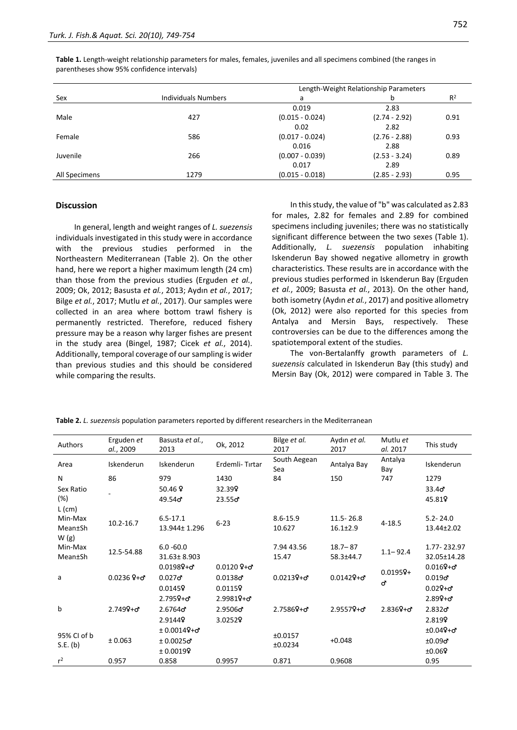**Table 1.** Length-weight relationship parameters for males, females, juveniles and all specimens combined (the ranges in parentheses show 95% confidence intervals)

| Sex | Individuals Numbers | Length-Weight Relationship Parameters | | |
|---|---|---|---|---|
| | | a | b | $R^2$ |
| Male | 427 | 0.019 (0.015 - 0.024) | 2.83 (2.74 - 2.92) | 0.91 |
| Female | 586 | 0.02 (0.017 - 0.024) | 2.82 (2.76 - 2.88) | 0.93 |
| Juvenile | 266 | 0.016 (0.007 - 0.039) | 2.88 (2.53 - 3.24) | 0.89 |
| All Specimens | 1279 | 0.017 (0.015 - 0.018) | 2.89 (2.85 - 2.93) | 0.95 |

## Discussion

In general, length and weight ranges of *L. suezensis* individuals investigated in this study were in accordance with the previous studies performed in the Northeastern Mediterranean (Table 2). On the other hand, here we report a higher maximum length (24 cm) than those from the previous studies (Erguden *et al.*, 2009; Ok, 2012; Basusta *et al.*, 2013; Aydın *et al.*, 2017; Bilge *et al.*, 2017; Mutlu *et al.*, 2017). Our samples were collected in an area where bottom trawl fishery is permanently restricted. Therefore, reduced fishery pressure may be a reason why larger fishes are present in the study area (Bingel, 1987; Cicek *et al.*, 2014). Additionally, temporal coverage of our sampling is wider than previous studies and this should be considered while comparing the results.

In this study, the value of "b" was calculated as 2.83 for males, 2.82 for females and 2.89 for combined specimens including juveniles; there was no statistically significant difference between the two sexes (Table 1). Additionally, *L. suezensis* population inhabiting Iskenderun Bay showed negative allometry in growth characteristics. These results are in accordance with the previous studies performed in Iskenderun Bay (Erguden *et al.*, 2009; Basusta *et al.*, 2013). On the other hand, both isometry (Aydın *et al.*, 2017) and positive allometry (Ok, 2012) were also reported for this species from Antalya and Mersin Bays, respectively. These controversies can be due to the differences among the spatiotemporal extent of the studies.

The von-Bertalanffy growth parameters of *L. suezensis* calculated in Iskenderun Bay (this study) and Mersin Bay (Ok, 2012) were compared in Table 3. The

**Table 2.** *L. suezensis* population parameters reported by different researchers in the Mediterranean

| Authors | Erguden *et al.*, 2009 | Basusta *et al.*, 2013 | Ok, 2012 | Bilge *et al.* 2017 | Aydın *et al.* 2017 | Mutlu *et al.* 2017 | This study |
|---|---|---|---|---|---|---|---|
| Area | Iskenderun | Iskenderun | Erdemli- Tırtar | South Aegean Sea | Antalya Bay | Antalya Bay | Iskenderun |
| N | 86 | 979 | 1430 | 84 | 150 | 747 | 1279 |
| Sex Ratio (%) | - | 50.46 ♀ 49.54♂ | 32.39♀ 23.55♂ | | | | 33.4♂ 45.81♀ |
| L (cm) Min-Max Mean±Sh | 10.2-16.7 | 6.5-17.1 13.944± 1.296 | 6-23 | 8.6-15.9 10.627 | 11.5- 26.8 16.1±2.9 | 4-18.5 | 5.2- 24.0 13.44±2.02 |
| W (g) Min-Max Mean±Sh | 12.5-54.88 | 6.0 -60.0 31.63± 8.903 | | 7.94 43.56 15.47 | 18.7– 87 58.3±44.7 | 1.1– 92.4 | 1.77- 232.97 32.05±14.28 |
| a | 0.0236 ♀+♂ | 0.0198♀+♂ 0.027♂ 0.0145♀ | 0.0120 ♀+♂ 0.0138♂ 0.0115♀ | 0.0213♀+♂ | 0.0142♀+♂ | 0.0195♀+♂ | 0.016♀+♂ 0.019♂ 0.02♀+♂ |
| b | 2.749♀+♂ | 2.795♀+♂ 2.6764♂ 2.9144♀ | 2.9981♀+♂ 2.9506♂ 3.0252♀ | 2.7586♀+♂ | 2.9557♀+♂ | 2.836♀+♂ | 2.89♀+♂ 2.832♂ 2.819♀ |
| 95% CI of b S.E. (b) | ± 0.063 | ± 0.0014♀+♂ ± 0.0025♂ ± 0.0019♀ | | ±0.0157 ±0.0234 | +0.048 | | ±0.04♀+♂ ±0.09♂ ±0.06♀ |
| $r^2$ | 0.957 | 0.858 | 0.9957 | 0.871 | 0.9608 | | 0.95 |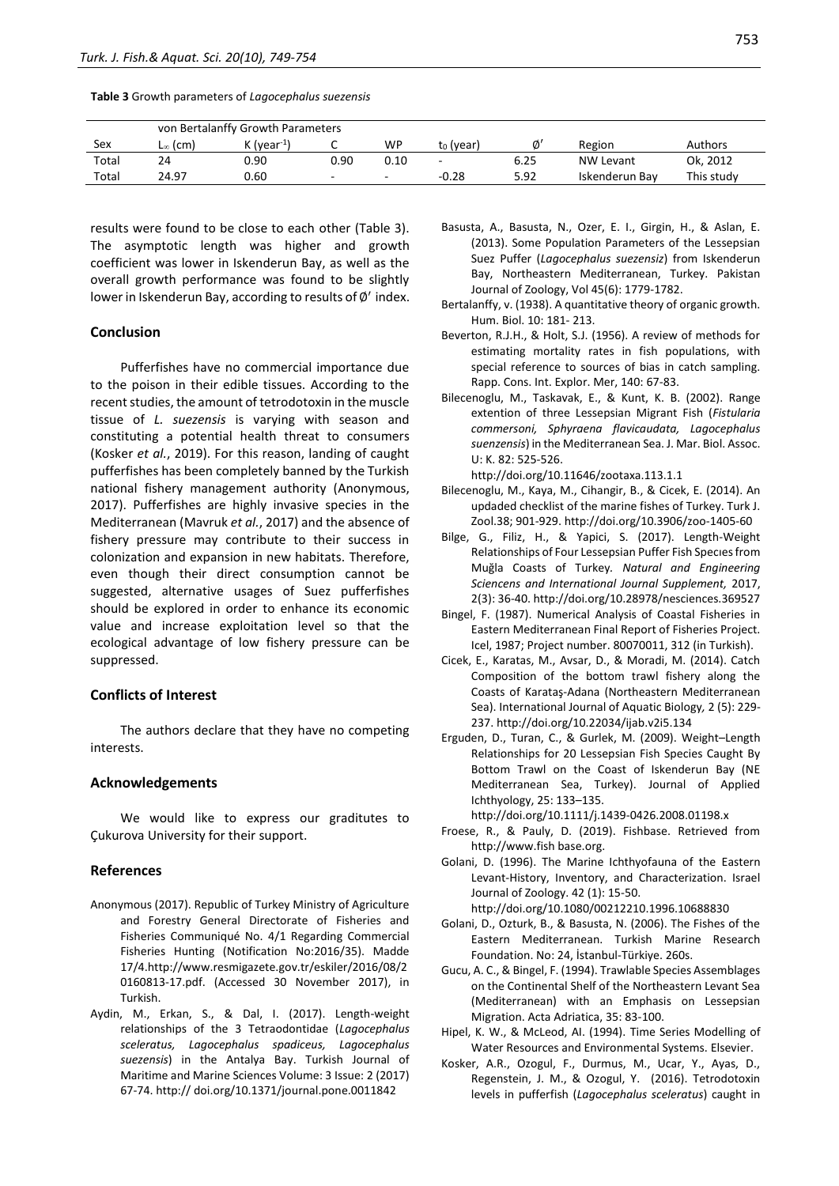**Table 3** Growth parameters of *Lagocephalus suezensis*

| | von Bertalanffy Growth Parameters | | | | | | | |
|---|---|---|---|---|---|---|---|---|
| Sex | $L_\infty$ (cm) | K ($year^{-1}$) | C | WP | $t_0$ (year) | Ø′ | Region | Authors |
| Total | 24 | 0.90 | 0.90 | 0.10 | - | 6.25 | NW Levant | Ok, 2012 |
| Total | 24.97 | 0.60 | - | - | -0.28 | 5.92 | Iskenderun Bay | This study |

results were found to be close to each other (Table 3). The asymptotic length was higher and growth coefficient was lower in Iskenderun Bay, as well as the overall growth performance was found to be slightly lower in Iskenderun Bay, according to results of Ø′ index.

## Conclusion

Pufferfishes have no commercial importance due to the poison in their edible tissues. According to the recent studies, the amount of tetrodotoxin in the muscle tissue of *L. suezensis* is varying with season and constituting a potential health threat to consumers (Kosker *et al.*, 2019). For this reason, landing of caught pufferfishes has been completely banned by the Turkish national fishery management authority (Anonymous, 2017). Pufferfishes are highly invasive species in the Mediterranean (Mavruk *et al.*, 2017) and the absence of fishery pressure may contribute to their success in colonization and expansion in new habitats. Therefore, even though their direct consumption cannot be suggested, alternative usages of Suez pufferfishes should be explored in order to enhance its economic value and increase exploitation level so that the ecological advantage of low fishery pressure can be suppressed.

## Conflicts of Interest

The authors declare that they have no competing interests.

## Acknowledgements

We would like to express our graditutes to Çukurova University for their support.

## References

Anonymous (2017). Republic of Turkey Ministry of Agriculture and Forestry General Directorate of Fisheries and Fisheries Communiqué No. 4/1 Regarding Commercial Fisheries Hunting (Notification No:2016/35). Madde 17/4.http://www.resmigazete.gov.tr/eskiler/2016/08/20160813-17.pdf. (Accessed 30 November 2017), in Turkish.

Aydin, M., Erkan, S., & Dal, I. (2017). Length-weight relationships of the 3 Tetraodontidae (*Lagocephalus sceleratus, Lagocephalus spadiceus, Lagocephalus suezensis*) in the Antalya Bay. Turkish Journal of Maritime and Marine Sciences Volume: 3 Issue: 2 (2017) 67-74. http:// doi.org/10.1371/journal.pone.0011842

Basusta, A., Basusta, N., Ozer, E. I., Girgin, H., & Aslan, E. (2013). Some Population Parameters of the Lessepsian Suez Puffer (*Lagocephalus suezensiz*) from Iskenderun Bay, Northeastern Mediterranean, Turkey. Pakistan Journal of Zoology, Vol 45(6): 1779-1782.

Bertalanffy, v. (1938). A quantitative theory of organic growth. Hum. Biol. 10: 181- 213.

Beverton, R.J.H., & Holt, S.J. (1956). A review of methods for estimating mortality rates in fish populations, with special reference to sources of bias in catch sampling. Rapp. Cons. Int. Explor. Mer, 140: 67-83.

Bilecenoglu, M., Taskavak, E., & Kunt, K. B. (2002). Range extention of three Lessepsian Migrant Fish (*Fistularia commersoni, Sphyraena flavicaudata, Lagocephalus suenzensis*) in the Mediterranean Sea. J. Mar. Biol. Assoc. U: K. 82: 525-526. http://doi.org/10.11646/zootaxa.113.1.1

Bilecenoglu, M., Kaya, M., Cihangir, B., & Cicek, E. (2014). An updaded checklist of the marine fishes of Turkey. Turk J. Zool.38; 901-929. http://doi.org/10.3906/zoo-1405-60

Bilge, G., Filiz, H., & Yapici, S. (2017). Length-Weight Relationships of Four Lessepsian Puffer Fish Specıes from Muğla Coasts of Turkey. *Natural and Engineering Sciencens and International Journal Supplement,* 2017, 2(3): 36-40. http://doi.org/10.28978/nesciences.369527

Bingel, F. (1987). Numerical Analysis of Coastal Fisheries in Eastern Mediterranean Final Report of Fisheries Project. Icel, 1987; Project number. 80070011, 312 (in Turkish).

Cicek, E., Karatas, M., Avsar, D., & Moradi, M. (2014). Catch Composition of the bottom trawl fishery along the Coasts of Karataş-Adana (Northeastern Mediterranean Sea). International Journal of Aquatic Biology*,* 2 (5): 229-237. http://doi.org/10.22034/ijab.v2i5.134

Erguden, D., Turan, C., & Gurlek, M. (2009). Weight–Length Relationships for 20 Lessepsian Fish Species Caught By Bottom Trawl on the Coast of Iskenderun Bay (NE Mediterranean Sea, Turkey). Journal of Applied Ichthyology, 25: 133–135. http://doi.org/10.1111/j.1439-0426.2008.01198.x

Froese, R., & Pauly, D. (2019). Fishbase. Retrieved from http://www.fish base.org.

Golani, D. (1996). The Marine Ichthyofauna of the Eastern Levant-History, Inventory, and Characterization. Israel Journal of Zoology. 42 (1): 15-50. http://doi.org/10.1080/00212210.1996.10688830

Golani, D., Ozturk, B., & Basusta, N. (2006). The Fishes of the Eastern Mediterranean. Turkish Marine Research Foundation. No: 24, İstanbul-Türkiye. 260s.

Gucu, A. C., & Bingel, F. (1994). Trawlable Species Assemblages on the Continental Shelf of the Northeastern Levant Sea (Mediterranean) with an Emphasis on Lessepsian Migration. Acta Adriatica, 35: 83-100.

Hipel, K. W., & McLeod, AI. (1994). Time Series Modelling of Water Resources and Environmental Systems. Elsevier.

Kosker, A.R., Ozogul, F., Durmus, M., Ucar, Y., Ayas, D., Regenstein, J. M., & Ozogul, Y. (2016). Tetrodotoxin levels in pufferfish (*Lagocephalus sceleratus*) caught in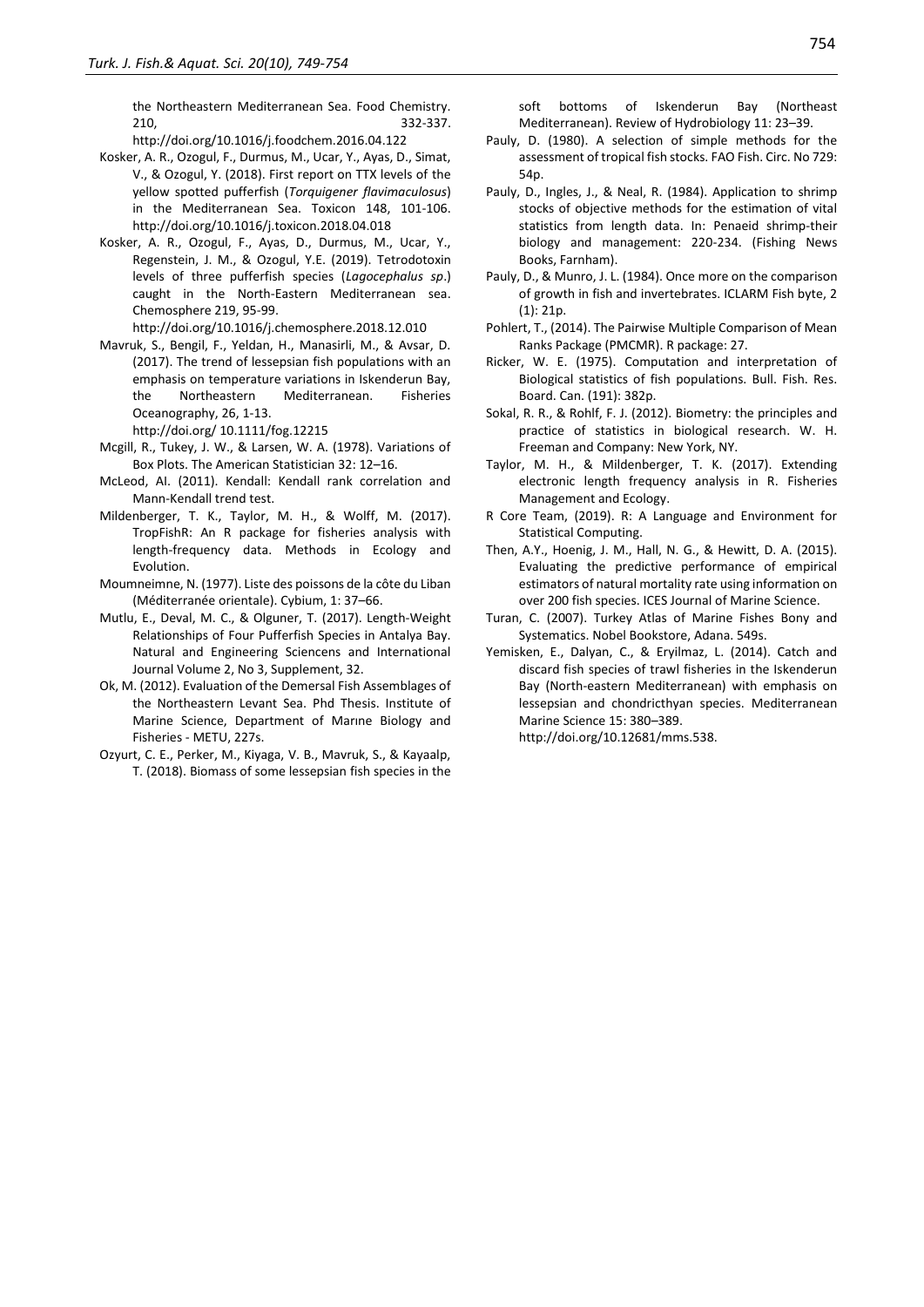the Northeastern Mediterranean Sea. Food Chemistry. 210, 332-337. http://doi.org/10.1016/j.foodchem.2016.04.122

Kosker, A. R., Ozogul, F., Durmus, M., Ucar, Y., Ayas, D., Simat, V., & Ozogul, Y. (2018). First report on TTX levels of the yellow spotted pufferfish (*Torquigener flavimaculosus*) in the Mediterranean Sea. Toxicon 148, 101-106. http://doi.org/10.1016/j.toxicon.2018.04.018

Kosker, A. R., Ozogul, F., Ayas, D., Durmus, M., Ucar, Y., Regenstein, J. M., & Ozogul, Y.E. (2019). Tetrodotoxin levels of three pufferfish species (*Lagocephalus sp*.) caught in the North-Eastern Mediterranean sea. Chemosphere 219, 95-99. http://doi.org/10.1016/j.chemosphere.2018.12.010

Mavruk, S., Bengil, F., Yeldan, H., Manasirli, M., & Avsar, D. (2017). The trend of lessepsian fish populations with an emphasis on temperature variations in Iskenderun Bay, the Northeastern Mediterranean. Fisheries Oceanography, 26, 1-13. http://doi.org/ 10.1111/fog.12215

Mcgill, R., Tukey, J. W., & Larsen, W. A. (1978). Variations of Box Plots. The American Statistician 32: 12–16.

McLeod, AI. (2011). Kendall: Kendall rank correlation and Mann-Kendall trend test.

Mildenberger, T. K., Taylor, M. H., & Wolff, M. (2017). TropFishR: An R package for fisheries analysis with length-frequency data. Methods in Ecology and Evolution.

Moumneimne, N. (1977). Liste des poissons de la côte du Liban (Méditerranée orientale). Cybium, 1: 37–66.

Mutlu, E., Deval, M. C., & Olguner, T. (2017). Length-Weight Relationships of Four Pufferfish Species in Antalya Bay. Natural and Engineering Sciencens and International Journal Volume 2, No 3, Supplement, 32.

Ok, M. (2012). Evaluation of the Demersal Fish Assemblages of the Northeastern Levant Sea. Phd Thesis. Institute of Marine Science, Department of Marıne Biology and Fisheries - METU, 227s.

Ozyurt, C. E., Perker, M., Kiyaga, V. B., Mavruk, S., & Kayaalp, T. (2018). Biomass of some lessepsian fish species in the soft bottoms of Iskenderun Bay (Northeast Mediterranean). Review of Hydrobiology 11: 23–39.

Pauly, D. (1980). A selection of simple methods for the assessment of tropical fish stocks. FAO Fish. Circ. No 729: 54p.

Pauly, D., Ingles, J., & Neal, R. (1984). Application to shrimp stocks of objective methods for the estimation of vital statistics from length data. In: Penaeid shrimp-their biology and management: 220-234. (Fishing News Books, Farnham).

Pauly, D., & Munro, J. L. (1984). Once more on the comparison of growth in fish and invertebrates. ICLARM Fish byte, 2 (1): 21p.

Pohlert, T., (2014). The Pairwise Multiple Comparison of Mean Ranks Package (PMCMR). R package: 27.

Ricker, W. E. (1975). Computation and interpretation of Biological statistics of fish populations. Bull. Fish. Res. Board. Can. (191): 382p.

Sokal, R. R., & Rohlf, F. J. (2012). Biometry: the principles and practice of statistics in biological research. W. H. Freeman and Company: New York, NY.

Taylor, M. H., & Mildenberger, T. K. (2017). Extending electronic length frequency analysis in R. Fisheries Management and Ecology.

R Core Team, (2019). R: A Language and Environment for Statistical Computing.

Then, A.Y., Hoenig, J. M., Hall, N. G., & Hewitt, D. A. (2015). Evaluating the predictive performance of empirical estimators of natural mortality rate using information on over 200 fish species. ICES Journal of Marine Science.

Turan, C. (2007). Turkey Atlas of Marine Fishes Bony and Systematics. Nobel Bookstore, Adana. 549s.

Yemisken, E., Dalyan, C., & Eryilmaz, L. (2014). Catch and discard fish species of trawl fisheries in the Iskenderun Bay (North-eastern Mediterranean) with emphasis on lessepsian and chondricthyan species. Mediterranean Marine Science 15: 380–389. http://doi.org/10.12681/mms.538.